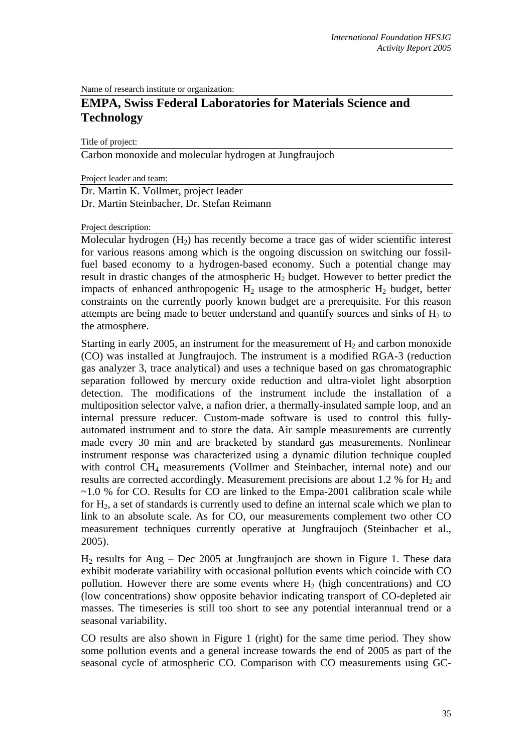Name of research institute or organization:

## EMPA, Swiss Federal Laboratories for Materials Science and Technology

Title of project:

Carbon monoxide and molecular hydrogen at Jungfraujoch

Project leader and team:

Dr. Martin K. Vollmer, project leader
Dr. Martin Steinbacher, Dr. Stefan Reimann

Project description:

Molecular hydrogen ($H_2$) has recently become a trace gas of wider scientific interest for various reasons among which is the ongoing discussion on switching our fossil-fuel based economy to a hydrogen-based economy. Such a potential change may result in drastic changes of the atmospheric $H_2$ budget. However to better predict the impacts of enhanced anthropogenic $H_2$ usage to the atmospheric $H_2$ budget, better constraints on the currently poorly known budget are a prerequisite. For this reason attempts are being made to better understand and quantify sources and sinks of $H_2$ to the atmosphere.

Starting in early 2005, an instrument for the measurement of $H_2$ and carbon monoxide (CO) was installed at Jungfraujoch. The instrument is a modified RGA-3 (reduction gas analyzer 3, trace analytical) and uses a technique based on gas chromatographic separation followed by mercury oxide reduction and ultra-violet light absorption detection. The modifications of the instrument include the installation of a multiposition selector valve, a nafion drier, a thermally-insulated sample loop, and an internal pressure reducer. Custom-made software is used to control this fully-automated instrument and to store the data. Air sample measurements are currently made every 30 min and are bracketed by standard gas measurements. Nonlinear instrument response was characterized using a dynamic dilution technique coupled with control $CH_4$ measurements (Vollmer and Steinbacher, internal note) and our results are corrected accordingly. Measurement precisions are about 1.2 % for $H_2$ and ~1.0 % for CO. Results for CO are linked to the Empa-2001 calibration scale while for $H_2$, a set of standards is currently used to define an internal scale which we plan to link to an absolute scale. As for CO, our measurements complement two other CO measurement techniques currently operative at Jungfraujoch (Steinbacher et al., 2005).

$H_2$ results for Aug – Dec 2005 at Jungfraujoch are shown in Figure 1. These data exhibit moderate variability with occasional pollution events which coincide with CO pollution. However there are some events where $H_2$ (high concentrations) and CO (low concentrations) show opposite behavior indicating transport of CO-depleted air masses. The timeseries is still too short to see any potential interannual trend or a seasonal variability.

CO results are also shown in Figure 1 (right) for the same time period. They show some pollution events and a general increase towards the end of 2005 as part of the seasonal cycle of atmospheric CO. Comparison with CO measurements using GC-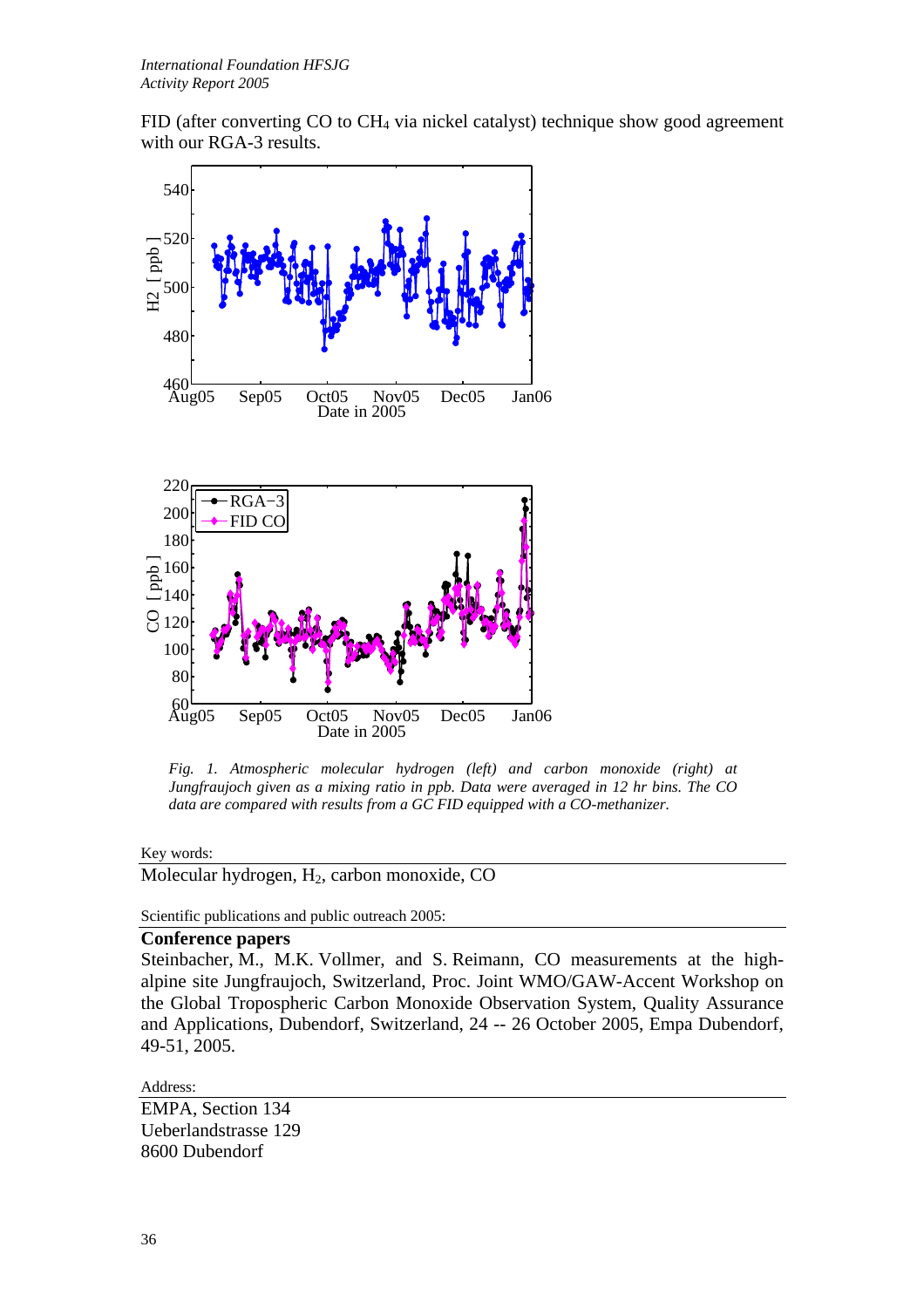FID (after converting CO to $CH_4$ via nickel catalyst) technique show good agreement with our RGA-3 results.

*Fig. 1. Atmospheric molecular hydrogen (left) and carbon monoxide (right) at Jungfraujoch given as a mixing ratio in ppb. Data were averaged in 12 hr bins. The CO data are compared with results from a GC FID equipped with a CO-methanizer.*

Key words:

Molecular hydrogen, $H_2$, carbon monoxide, CO

Scientific publications and public outreach 2005:

**Conference papers**

Steinbacher, M., M.K. Vollmer, and S. Reimann, CO measurements at the high-alpine site Jungfraujoch, Switzerland, Proc. Joint WMO/GAW-Accent Workshop on the Global Tropospheric Carbon Monoxide Observation System, Quality Assurance and Applications, Dubendorf, Switzerland, 24 -- 26 October 2005, Empa Dubendorf, 49-51, 2005.

Address:

EMPA, Section 134
Ueberlandstrasse 129
8600 Dubendorf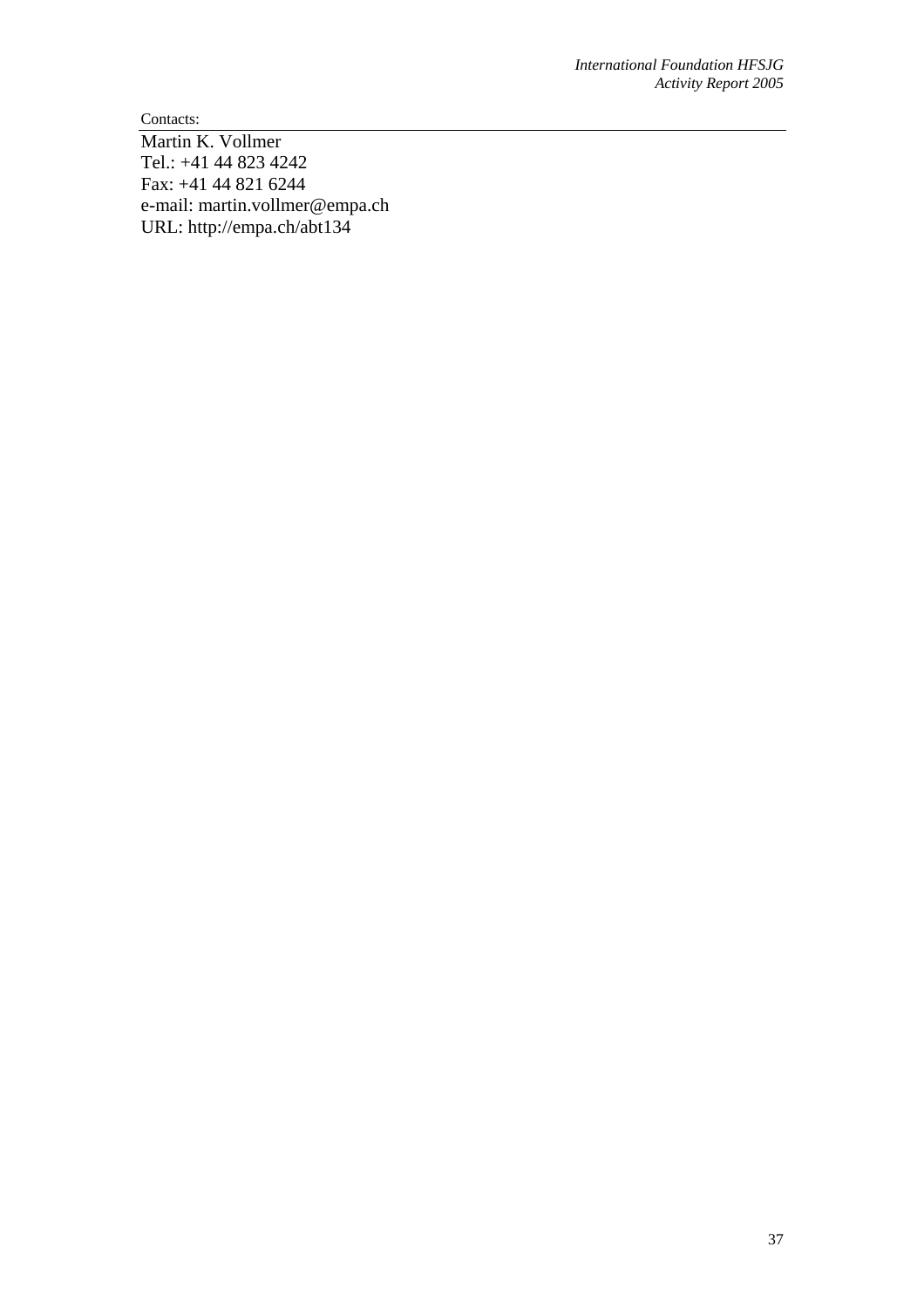Contacts:

Martin K. Vollmer
Tel.: +41 44 823 4242
Fax: +41 44 821 6244
e-mail: martin.vollmer@empa.ch
URL: http://empa.ch/abt134